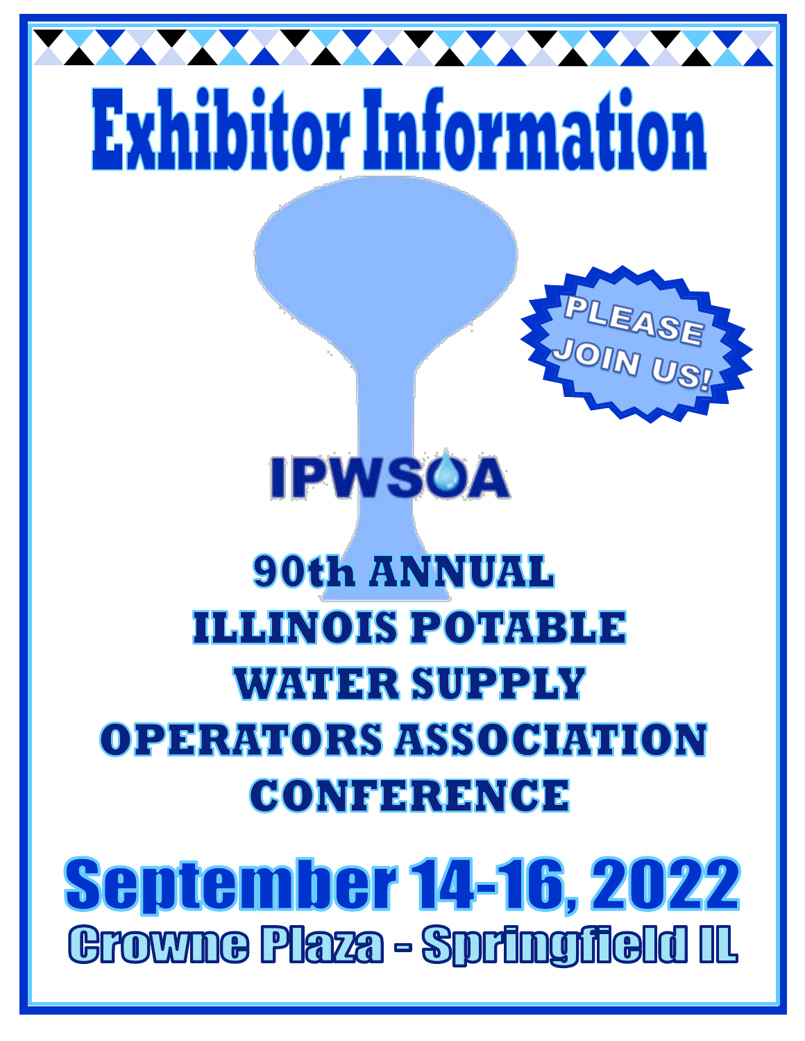# Exhibitor Information

PLEASE JOIN US!

IPWSOA

## 90th ANNUAL ILLINOIS POTABLE WATER SUPPLY OPERATORS ASSOCIATION CONFERENCE

## September 14-16, 2022

### Crowne Plaza - Springfield IL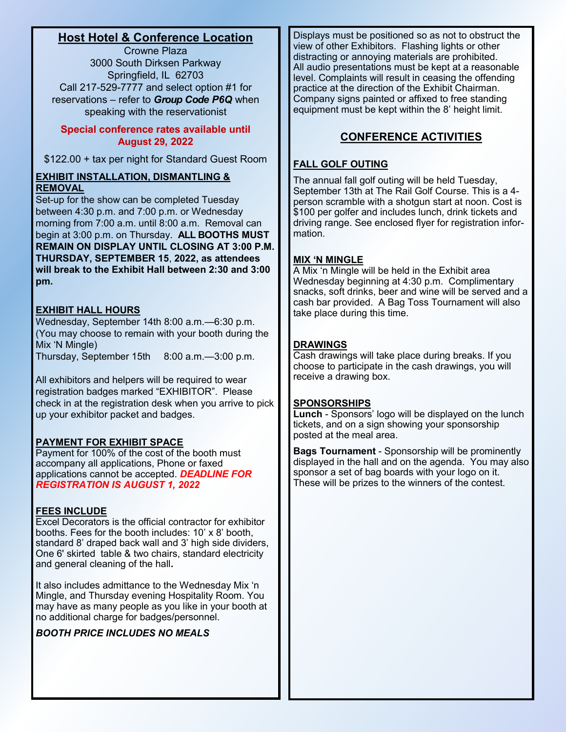## Host Hotel & Conference Location

Crowne Plaza
3000 South Dirksen Parkway
Springfield, IL 62703
Call 217-529-7777 and select option #1 for reservations – refer to ***Group Code P6Q*** when speaking with the reservationist

**Special conference rates available until August 29, 2022**

$122.00 + tax per night for Standard Guest Room

### EXHIBIT INSTALLATION, DISMANTLING & REMOVAL

Set-up for the show can be completed Tuesday between 4:30 p.m. and 7:00 p.m. or Wednesday morning from 7:00 a.m. until 8:00 a.m. Removal can begin at 3:00 p.m. on Thursday. **ALL BOOTHS MUST REMAIN ON DISPLAY UNTIL CLOSING AT 3:00 P.M. THURSDAY, SEPTEMBER 15, 2022, as attendees will break to the Exhibit Hall between 2:30 and 3:00 pm.**

### EXHIBIT HALL HOURS

Wednesday, September 14th 8:00 a.m.—6:30 p.m.
(You may choose to remain with your booth during the Mix 'N Mingle)
Thursday, September 15th 8:00 a.m.—3:00 p.m.

All exhibitors and helpers will be required to wear registration badges marked "EXHIBITOR". Please check in at the registration desk when you arrive to pick up your exhibitor packet and badges.

### PAYMENT FOR EXHIBIT SPACE

Payment for 100% of the cost of the booth must accompany all applications, Phone or faxed applications cannot be accepted. ***DEADLINE FOR REGISTRATION IS AUGUST 1, 2022***

### FEES INCLUDE

Excel Decorators is the official contractor for exhibitor booths. Fees for the booth includes: 10' x 8' booth, standard 8' draped back wall and 3' high side dividers, One 6' skirted table & two chairs, standard electricity and general cleaning of the hall.

It also includes admittance to the Wednesday Mix 'n Mingle, and Thursday evening Hospitality Room. You may have as many people as you like in your booth at no additional charge for badges/personnel.

***BOOTH PRICE INCLUDES NO MEALS***

Displays must be positioned so as not to obstruct the view of other Exhibitors. Flashing lights or other distracting or annoying materials are prohibited. All audio presentations must be kept at a reasonable level. Complaints will result in ceasing the offending practice at the direction of the Exhibit Chairman. Company signs painted or affixed to free standing equipment must be kept within the 8' height limit.

## CONFERENCE ACTIVITIES

### FALL GOLF OUTING

The annual fall golf outing will be held Tuesday, September 13th at The Rail Golf Course. This is a 4-person scramble with a shotgun start at noon. Cost is $100 per golfer and includes lunch, drink tickets and driving range. See enclosed flyer for registration information.

### MIX 'N MINGLE

A Mix 'n Mingle will be held in the Exhibit area Wednesday beginning at 4:30 p.m. Complimentary snacks, soft drinks, beer and wine will be served and a cash bar provided. A Bag Toss Tournament will also take place during this time.

### DRAWINGS

Cash drawings will take place during breaks. If you choose to participate in the cash drawings, you will receive a drawing box.

### SPONSORSHIPS

**Lunch** - Sponsors' logo will be displayed on the lunch tickets, and on a sign showing your sponsorship posted at the meal area.

**Bags Tournament** - Sponsorship will be prominently displayed in the hall and on the agenda. You may also sponsor a set of bag boards with your logo on it. These will be prizes to the winners of the contest.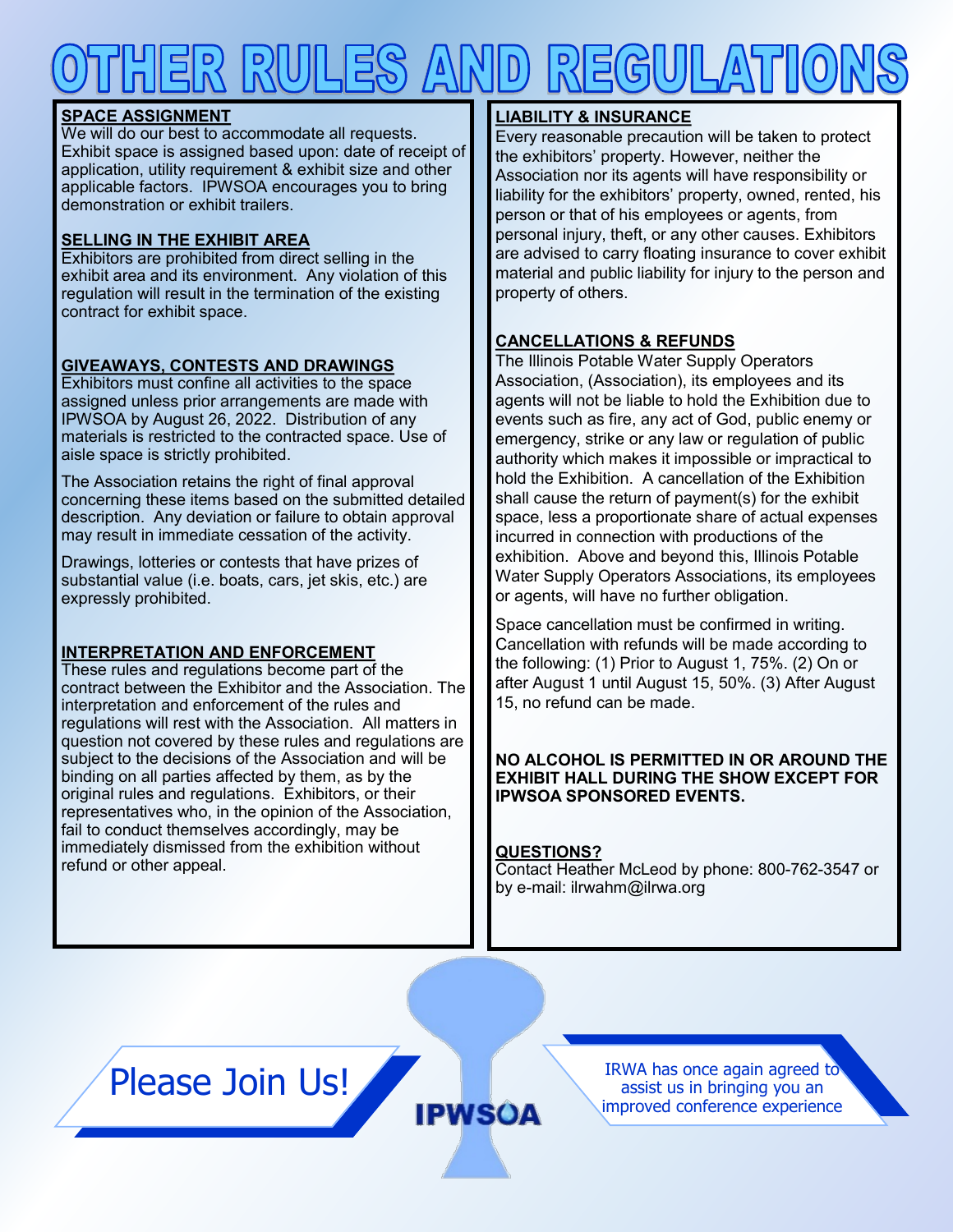# OTHER RULES AND REGULATIONS

**SPACE ASSIGNMENT**

We will do our best to accommodate all requests. Exhibit space is assigned based upon: date of receipt of application, utility requirement & exhibit size and other applicable factors. IPWSOA encourages you to bring demonstration or exhibit trailers.

**SELLING IN THE EXHIBIT AREA**

Exhibitors are prohibited from direct selling in the exhibit area and its environment. Any violation of this regulation will result in the termination of the existing contract for exhibit space.

**GIVEAWAYS, CONTESTS AND DRAWINGS**

Exhibitors must confine all activities to the space assigned unless prior arrangements are made with IPWSOA by August 26, 2022. Distribution of any materials is restricted to the contracted space. Use of aisle space is strictly prohibited.

The Association retains the right of final approval concerning these items based on the submitted detailed description. Any deviation or failure to obtain approval may result in immediate cessation of the activity.

Drawings, lotteries or contests that have prizes of substantial value (i.e. boats, cars, jet skis, etc.) are expressly prohibited.

**INTERPRETATION AND ENFORCEMENT**

These rules and regulations become part of the contract between the Exhibitor and the Association. The interpretation and enforcement of the rules and regulations will rest with the Association. All matters in question not covered by these rules and regulations are subject to the decisions of the Association and will be binding on all parties affected by them, as by the original rules and regulations. Exhibitors, or their representatives who, in the opinion of the Association, fail to conduct themselves accordingly, may be immediately dismissed from the exhibition without refund or other appeal.

**LIABILITY & INSURANCE**

Every reasonable precaution will be taken to protect the exhibitors' property. However, neither the Association nor its agents will have responsibility or liability for the exhibitors' property, owned, rented, his person or that of his employees or agents, from personal injury, theft, or any other causes. Exhibitors are advised to carry floating insurance to cover exhibit material and public liability for injury to the person and property of others.

**CANCELLATIONS & REFUNDS**

The Illinois Potable Water Supply Operators Association, (Association), its employees and its agents will not be liable to hold the Exhibition due to events such as fire, any act of God, public enemy or emergency, strike or any law or regulation of public authority which makes it impossible or impractical to hold the Exhibition. A cancellation of the Exhibition shall cause the return of payment(s) for the exhibit space, less a proportionate share of actual expenses incurred in connection with productions of the exhibition. Above and beyond this, Illinois Potable Water Supply Operators Associations, its employees or agents, will have no further obligation.

Space cancellation must be confirmed in writing. Cancellation with refunds will be made according to the following: (1) Prior to August 1, 75%. (2) On or after August 1 until August 15, 50%. (3) After August 15, no refund can be made.

**NO ALCOHOL IS PERMITTED IN OR AROUND THE EXHIBIT HALL DURING THE SHOW EXCEPT FOR IPWSOA SPONSORED EVENTS.**

**QUESTIONS?**

Contact Heather McLeod by phone: 800-762-3547 or by e-mail: ilrwahm@ilrwa.org

Please Join Us!

IPWSOA

IRWA has once again agreed to assist us in bringing you an improved conference experience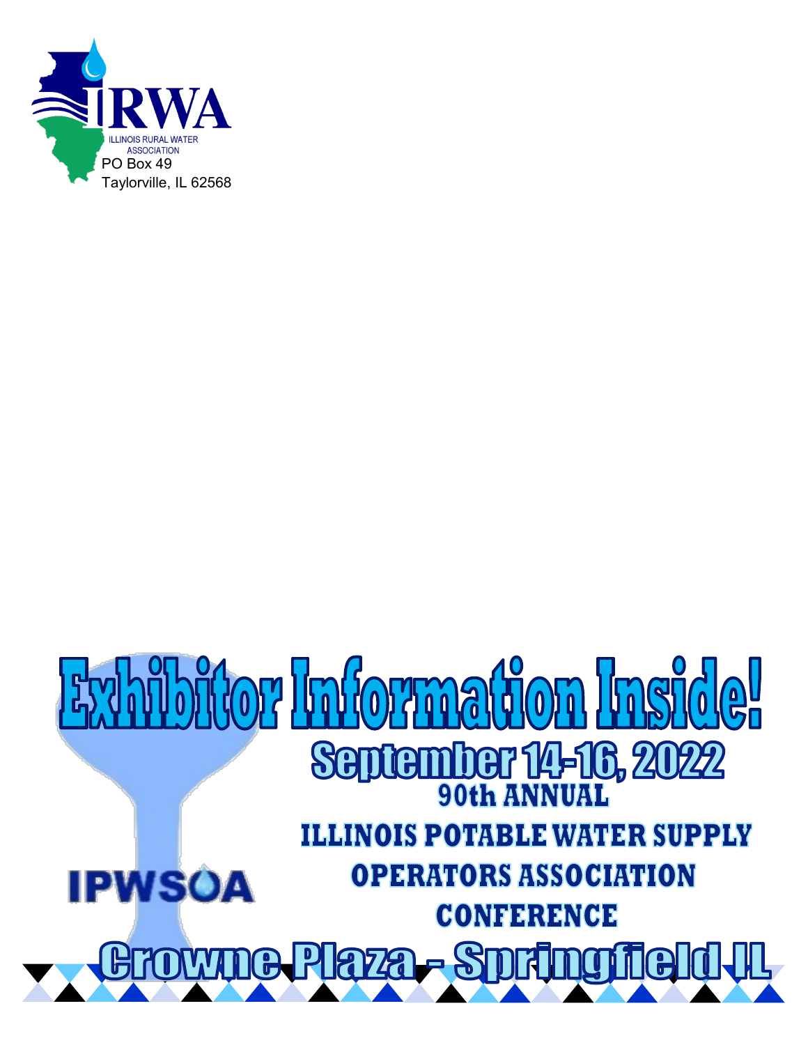ILLINOIS RURAL WATER ASSOCIATION

IRWA

PO Box 49
Taylorville, IL 62568

# Exhibitor Information Inside!

## September 14-16, 2022

**90th ANNUAL**

**ILLINOIS POTABLE WATER SUPPLY OPERATORS ASSOCIATION CONFERENCE**

IPWSOA

## Crowne Plaza - Springfield IL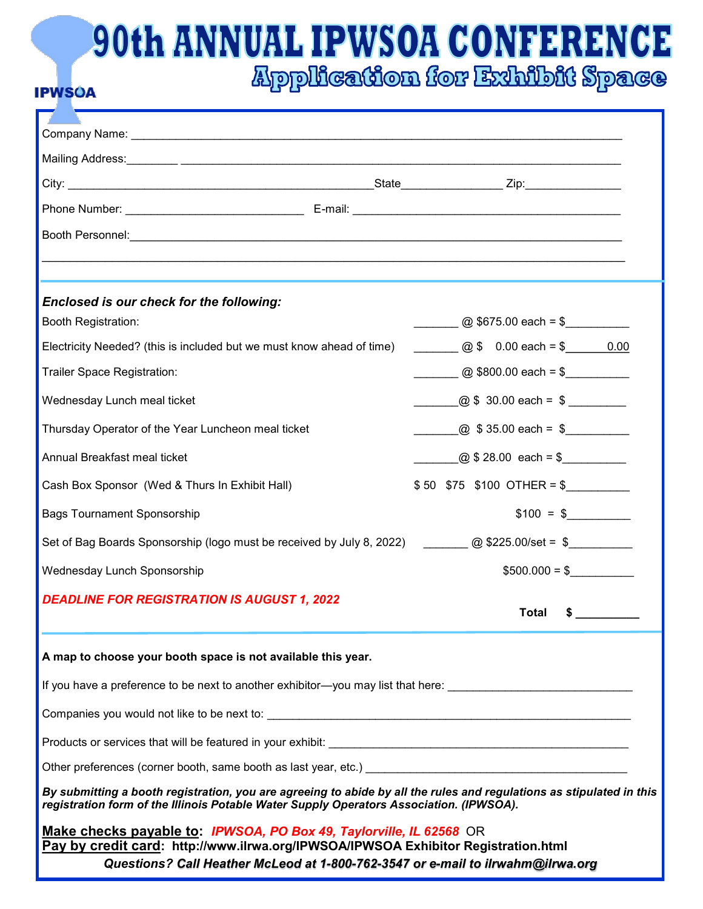IPWSOA

# 90th ANNUAL IPWSOA CONFERENCE

## Application for Exhibit Space

Company Name: ___________________________________________________________________________

Mailing Address:________ ___________________________________________________________________

City: ______________________________________________State_______________ Zip:______________

Phone Number: ___________________________ E-mail: ________________________________________

Booth Personnel:__________________________________________________________________________

_________________________________________________________________________________________

***Enclosed is our check for the following:***

| | |
|---|---|
| Booth Registration: | _______ @ $675.00 each = $__________ |
| Electricity Needed? (this is included but we must know ahead of time) | _______ @ $ 0.00 each = $ 0.00 |
| Trailer Space Registration: | _______ @ $800.00 each = $__________ |
| Wednesday Lunch meal ticket | _______@ $ 30.00 each = $ _________ |
| Thursday Operator of the Year Luncheon meal ticket | _______@ $ 35.00 each = $__________ |
| Annual Breakfast meal ticket | _______@ $ 28.00 each = $__________ |
| Cash Box Sponsor (Wed & Thurs In Exhibit Hall) | $ 50 $75 $100 OTHER = $__________ |
| Bags Tournament Sponsorship | $100 = $__________ |
| Set of Bag Boards Sponsorship (logo must be received by July 8, 2022) | _______ @ $225.00/set = $__________ |
| Wednesday Lunch Sponsorship | $500.000 = $__________ |

***DEADLINE FOR REGISTRATION IS AUGUST 1, 2022***

**Total $ __________**

**A map to choose your booth space is not available this year.**

If you have a preference to be next to another exhibitor—you may list that here: ____________________________

Companies you would not like to be next to: _________________________________________________________

Products or services that will be featured in your exhibit: ______________________________________________

Other preferences (corner booth, same booth as last year, etc.) __________________________________________

***By submitting a booth registration, you are agreeing to abide by all the rules and regulations as stipulated in this registration form of the Illinois Potable Water Supply Operators Association. (IPWSOA).***

**Make checks payable to:** ***IPWSOA, PO Box 49, Taylorville, IL 62568*** OR
**Pay by credit card: http://www.ilrwa.org/IPWSOA/IPWSOA Exhibitor Registration.html**
***Questions? Call Heather McLeod at 1-800-762-3547 or e-mail to ilrwahm@ilrwa.org***